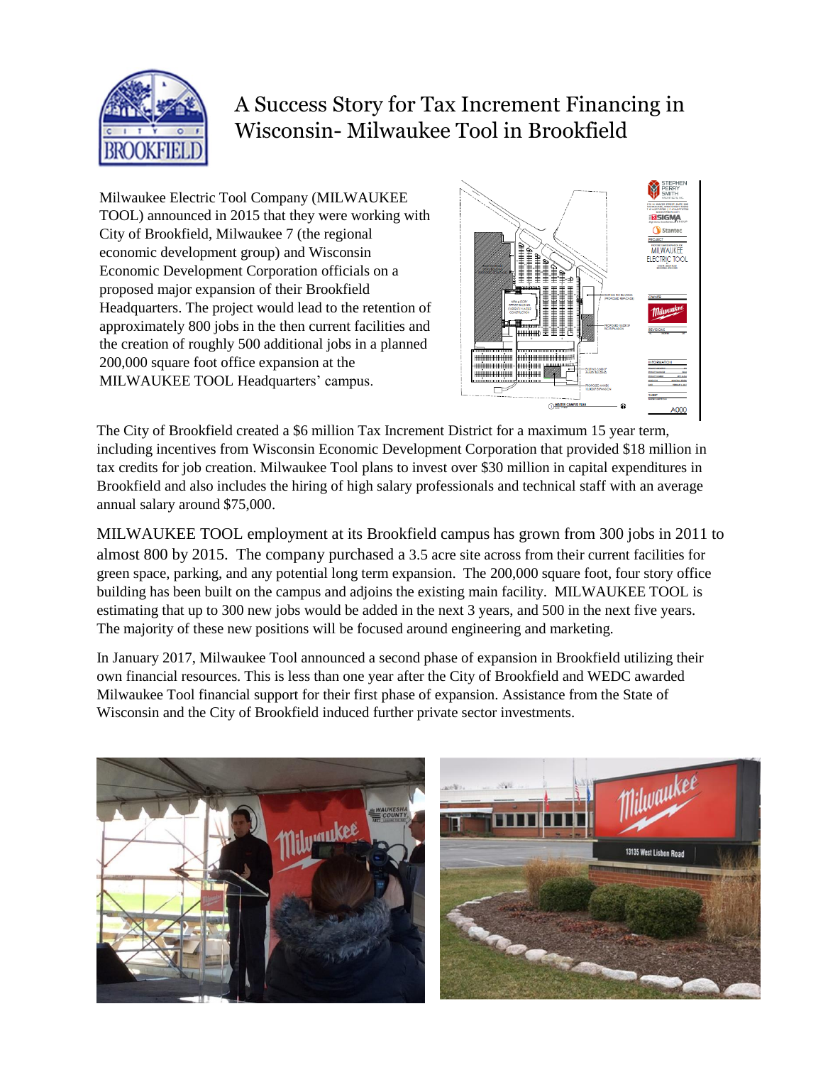# A Success Story for Tax Increment Financing in Wisconsin- Milwaukee Tool in Brookfield

Milwaukee Electric Tool Company (MILWAUKEE TOOL) announced in 2015 that they were working with City of Brookfield, Milwaukee 7 (the regional economic development group) and Wisconsin Economic Development Corporation officials on a proposed major expansion of their Brookfield Headquarters. The project would lead to the retention of approximately 800 jobs in the then current facilities and the creation of roughly 500 additional jobs in a planned 200,000 square foot office expansion at the MILWAUKEE TOOL Headquarters' campus.

The City of Brookfield created a $6 million Tax Increment District for a maximum 15 year term, including incentives from Wisconsin Economic Development Corporation that provided $18 million in tax credits for job creation. Milwaukee Tool plans to invest over $30 million in capital expenditures in Brookfield and also includes the hiring of high salary professionals and technical staff with an average annual salary around $75,000.

MILWAUKEE TOOL employment at its Brookfield campus has grown from 300 jobs in 2011 to almost 800 by 2015. The company purchased a 3.5 acre site across from their current facilities for green space, parking, and any potential long term expansion. The 200,000 square foot, four story office building has been built on the campus and adjoins the existing main facility. MILWAUKEE TOOL is estimating that up to 300 new jobs would be added in the next 3 years, and 500 in the next five years. The majority of these new positions will be focused around engineering and marketing.

In January 2017, Milwaukee Tool announced a second phase of expansion in Brookfield utilizing their own financial resources. This is less than one year after the City of Brookfield and WEDC awarded Milwaukee Tool financial support for their first phase of expansion. Assistance from the State of Wisconsin and the City of Brookfield induced further private sector investments.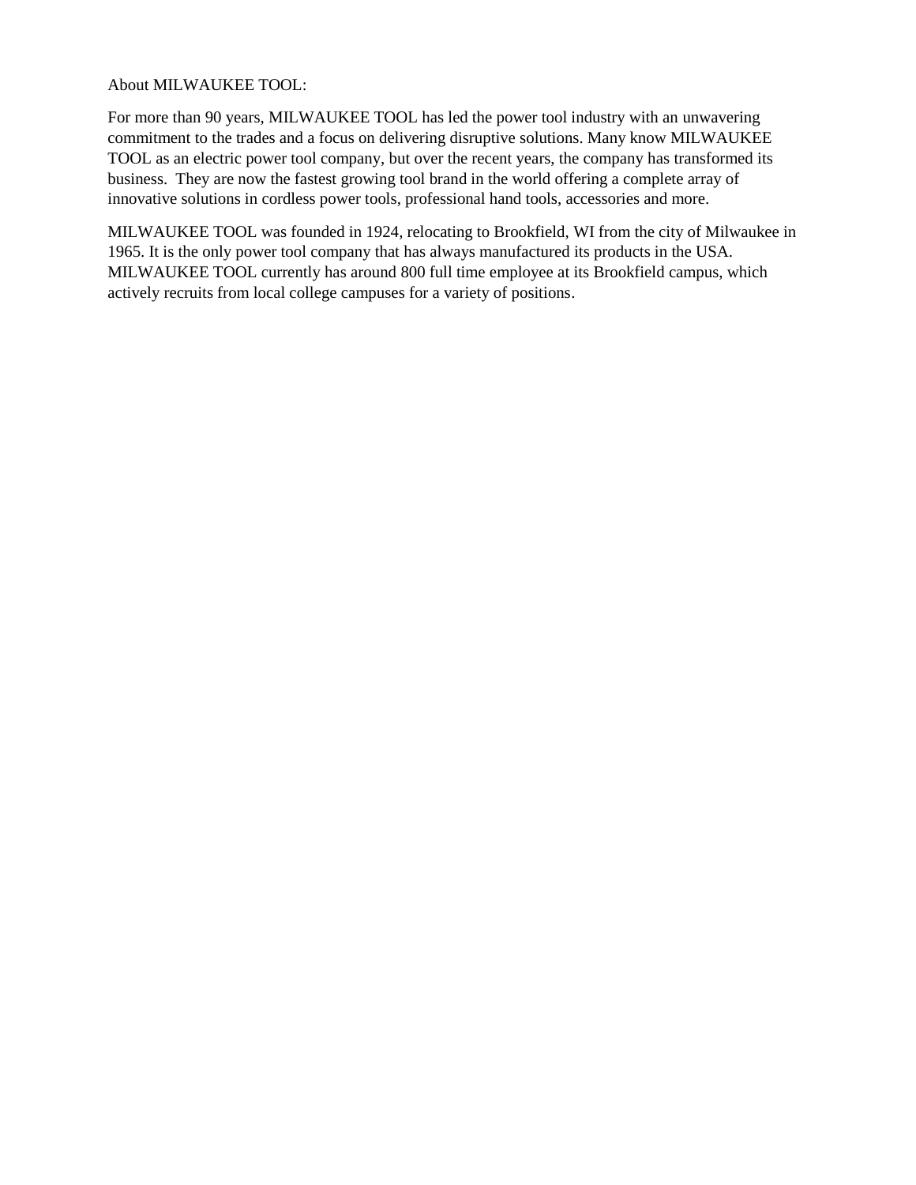About MILWAUKEE TOOL:

For more than 90 years, MILWAUKEE TOOL has led the power tool industry with an unwavering commitment to the trades and a focus on delivering disruptive solutions. Many know MILWAUKEE TOOL as an electric power tool company, but over the recent years, the company has transformed its business. They are now the fastest growing tool brand in the world offering a complete array of innovative solutions in cordless power tools, professional hand tools, accessories and more.

MILWAUKEE TOOL was founded in 1924, relocating to Brookfield, WI from the city of Milwaukee in 1965. It is the only power tool company that has always manufactured its products in the USA. MILWAUKEE TOOL currently has around 800 full time employee at its Brookfield campus, which actively recruits from local college campuses for a variety of positions.